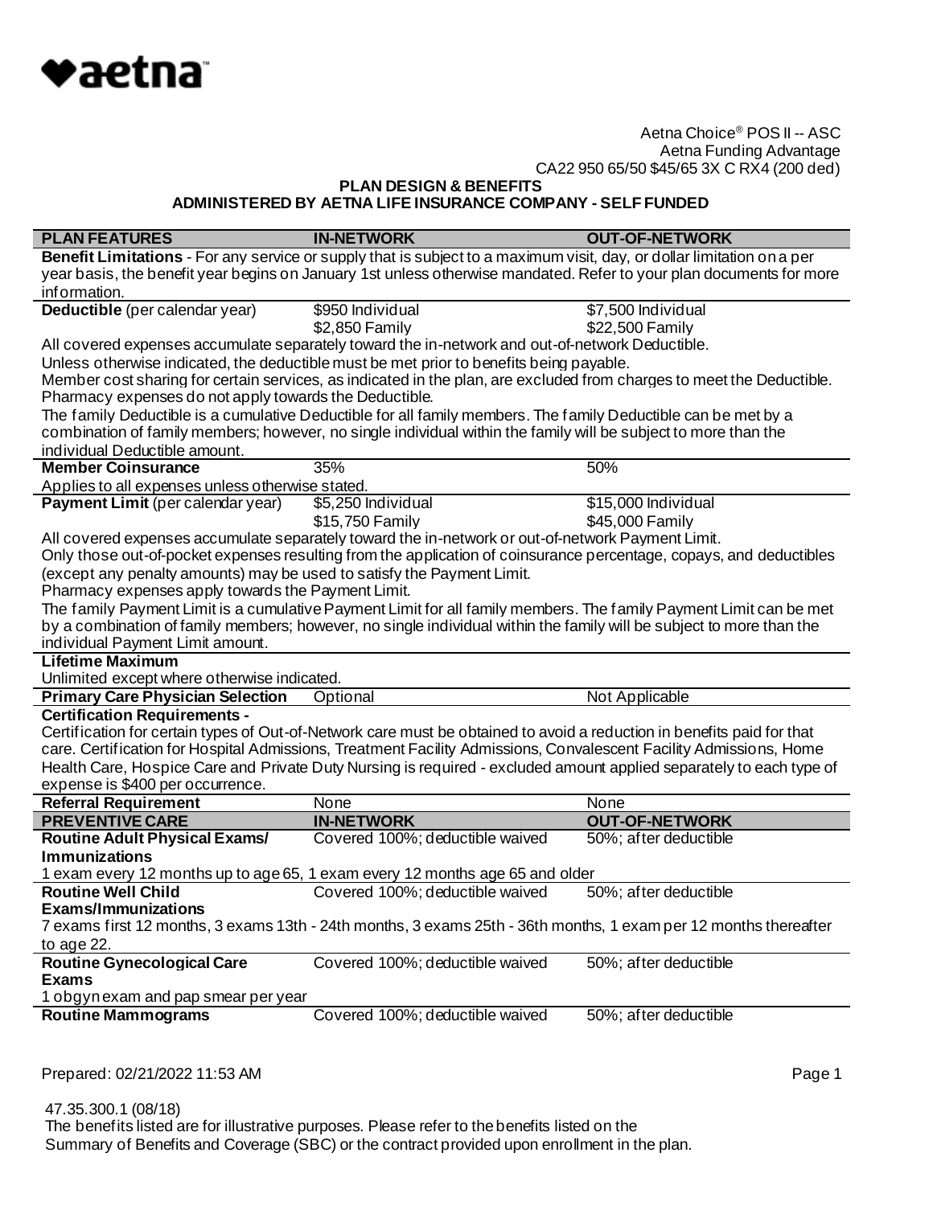Aetna Choice® POS II -- ASC
Aetna Funding Advantage
CA22 950 65/50 $45/65 3X C RX4 (200 ded)

**PLAN DESIGN & BENEFITS**
**ADMINISTERED BY AETNA LIFE INSURANCE COMPANY - SELF FUNDED**

| PLAN FEATURES | IN-NETWORK | OUT-OF-NETWORK |
|---|---|---|
| **Benefit Limitations** - For any service or supply that is subject to a maximum visit, day, or dollar limitation on a per year basis, the benefit year begins on January 1st unless otherwise mandated. Refer to your plan documents for more information. | | |
| **Deductible** (per calendar year) | $950 Individual<br>$2,850 Family | $7,500 Individual<br>$22,500 Family |
| All covered expenses accumulate separately toward the in-network and out-of-network Deductible.<br>Unless otherwise indicated, the deductible must be met prior to benefits being payable.<br>Member cost sharing for certain services, as indicated in the plan, are excluded from charges to meet the Deductible.<br>Pharmacy expenses do not apply towards the Deductible.<br>The family Deductible is a cumulative Deductible for all family members. The family Deductible can be met by a combination of family members; however, no single individual within the family will be subject to more than the individual Deductible amount. | | |
| **Member Coinsurance** | 35% | 50% |
| Applies to all expenses unless otherwise stated. | | |
| **Payment Limit** (per calendar year) | $5,250 Individual<br>$15,750 Family | $15,000 Individual<br>$45,000 Family |
| All covered expenses accumulate separately toward the in-network or out-of-network Payment Limit.<br>Only those out-of-pocket expenses resulting from the application of coinsurance percentage, copays, and deductibles (except any penalty amounts) may be used to satisfy the Payment Limit.<br>Pharmacy expenses apply towards the Payment Limit.<br>The family Payment Limit is a cumulative Payment Limit for all family members. The family Payment Limit can be met by a combination of family members; however, no single individual within the family will be subject to more than the individual Payment Limit amount. | | |
| **Lifetime Maximum** | | |
| Unlimited except where otherwise indicated. | | |
| **Primary Care Physician Selection** | Optional | Not Applicable |
| **Certification Requirements -** | | |
| Certification for certain types of Out-of-Network care must be obtained to avoid a reduction in benefits paid for that care. Certification for Hospital Admissions, Treatment Facility Admissions, Convalescent Facility Admissions, Home Health Care, Hospice Care and Private Duty Nursing is required - excluded amount applied separately to each type of expense is $400 per occurrence. | | |
| **Referral Requirement** | None | None |
| **PREVENTIVE CARE** | **IN-NETWORK** | **OUT-OF-NETWORK** |
| **Routine Adult Physical Exams/ Immunizations** | Covered 100%; deductible waived | 50%; after deductible |
| 1 exam every 12 months up to age 65, 1 exam every 12 months age 65 and older | | |
| **Routine Well Child Exams/Immunizations** | Covered 100%; deductible waived | 50%; after deductible |
| 7 exams first 12 months, 3 exams 13th - 24th months, 3 exams 25th - 36th months, 1 exam per 12 months thereafter to age 22. | | |
| **Routine Gynecological Care Exams** | Covered 100%; deductible waived | 50%; after deductible |
| 1 obgyn exam and pap smear per year | | |
| **Routine Mammograms** | Covered 100%; deductible waived | 50%; after deductible |

Prepared: 02/21/2022 11:53 AM

47.35.300.1 (08/18)
The benefits listed are for illustrative purposes. Please refer to the benefits listed on the Summary of Benefits and Coverage (SBC) or the contract provided upon enrollment in the plan.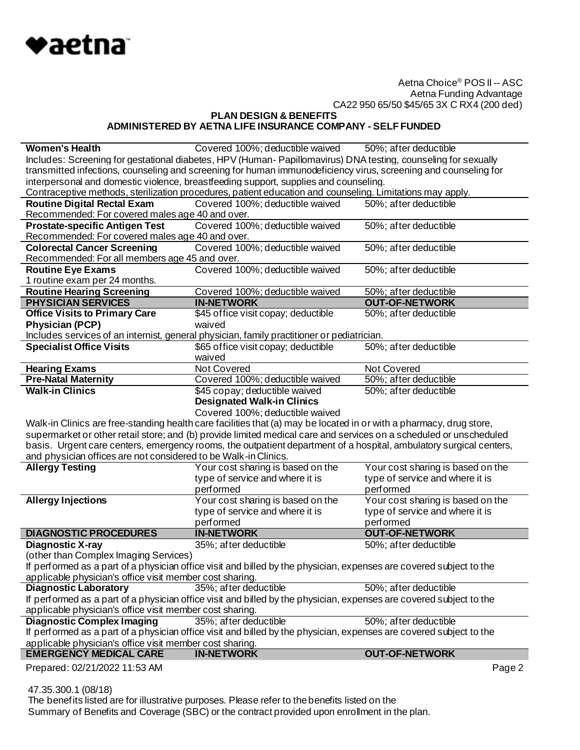Aetna Choice® POS II -- ASC
Aetna Funding Advantage
CA22 950 65/50 $45/65 3X C RX4 (200 ded)

**PLAN DESIGN & BENEFITS**
**ADMINISTERED BY AETNA LIFE INSURANCE COMPANY - SELF FUNDED**

| | | |
|---|---|---|
| **Women's Health** | Covered 100%; deductible waived | 50%; after deductible |
| Includes: Screening for gestational diabetes, HPV (Human- Papillomavirus) DNA testing, counseling for sexually transmitted infections, counseling and screening for human immunodeficiency virus, screening and counseling for interpersonal and domestic violence, breastfeeding support, supplies and counseling. Contraceptive methods, sterilization procedures, patient education and counseling. Limitations may apply. | | |
| **Routine Digital Rectal Exam** | Covered 100%; deductible waived | 50%; after deductible |
| Recommended: For covered males age 40 and over. | | |
| **Prostate-specific Antigen Test** | Covered 100%; deductible waived | 50%; after deductible |
| Recommended: For covered males age 40 and over. | | |
| **Colorectal Cancer Screening** | Covered 100%; deductible waived | 50%; after deductible |
| Recommended: For all members age 45 and over. | | |
| **Routine Eye Exams** | Covered 100%; deductible waived | 50%; after deductible |
| 1 routine exam per 24 months. | | |
| **Routine Hearing Screening** | Covered 100%; deductible waived | 50%; after deductible |
| **PHYSICIAN SERVICES** | **IN-NETWORK** | **OUT-OF-NETWORK** |
| **Office Visits to Primary Care Physician (PCP)** | $45 office visit copay; deductible waived | 50%; after deductible |
| Includes services of an internist, general physician, family practitioner or pediatrician. | | |
| **Specialist Office Visits** | $65 office visit copay; deductible waived | 50%; after deductible |
| **Hearing Exams** | Not Covered | Not Covered |
| **Pre-Natal Maternity** | Covered 100%; deductible waived | 50%; after deductible |
| **Walk-in Clinics** | $45 copay; deductible waived<br>**Designated Walk-in Clinics**<br>Covered 100%; deductible waived | 50%; after deductible |
| Walk-in Clinics are free-standing health care facilities that (a) may be located in or with a pharmacy, drug store, supermarket or other retail store; and (b) provide limited medical care and services on a scheduled or unscheduled basis. Urgent care centers, emergency rooms, the outpatient department of a hospital, ambulatory surgical centers, and physician offices are not considered to be Walk-in Clinics. | | |
| **Allergy Testing** | Your cost sharing is based on the type of service and where it is performed | Your cost sharing is based on the type of service and where it is performed |
| **Allergy Injections** | Your cost sharing is based on the type of service and where it is performed | Your cost sharing is based on the type of service and where it is performed |
| **DIAGNOSTIC PROCEDURES** | **IN-NETWORK** | **OUT-OF-NETWORK** |
| **Diagnostic X-ray**<br>(other than Complex Imaging Services) | 35%; after deductible | 50%; after deductible |
| If performed as a part of a physician office visit and billed by the physician, expenses are covered subject to the applicable physician's office visit member cost sharing. | | |
| **Diagnostic Laboratory** | 35%; after deductible | 50%; after deductible |
| If performed as a part of a physician office visit and billed by the physician, expenses are covered subject to the applicable physician's office visit member cost sharing. | | |
| **Diagnostic Complex Imaging** | 35%; after deductible | 50%; after deductible |
| If performed as a part of a physician office visit and billed by the physician, expenses are covered subject to the applicable physician's office visit member cost sharing. | | |
| **EMERGENCY MEDICAL CARE** | **IN-NETWORK** | **OUT-OF-NETWORK** |

Prepared: 02/21/2022 11:53 AM

47.35.300.1 (08/18)
The benefits listed are for illustrative purposes. Please refer to the benefits listed on the Summary of Benefits and Coverage (SBC) or the contract provided upon enrollment in the plan.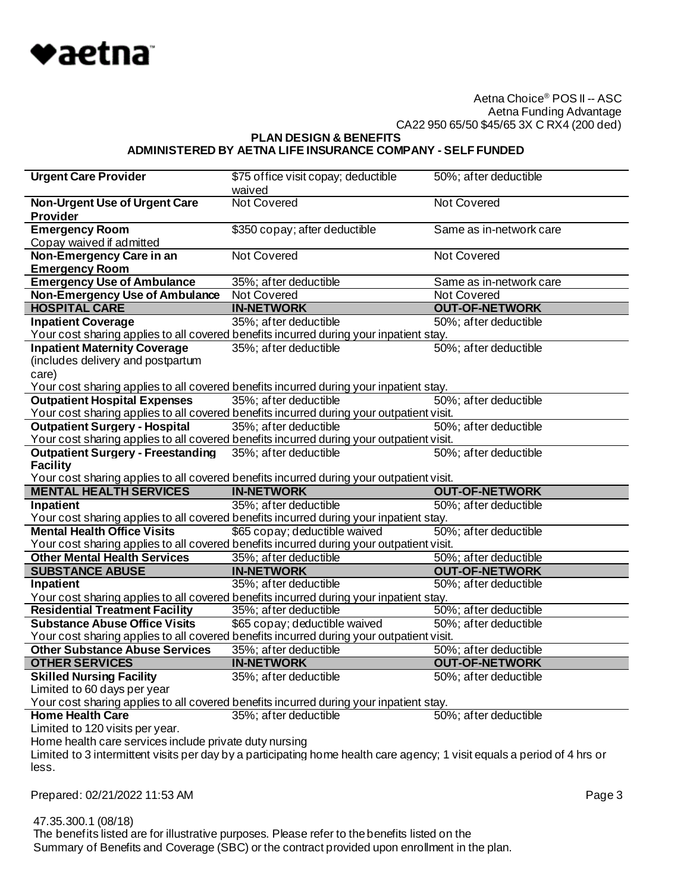Aetna Choice® POS II -- ASC
Aetna Funding Advantage
CA22 950 65/50 $45/65 3X C RX4 (200 ded)

**PLAN DESIGN & BENEFITS**
**ADMINISTERED BY AETNA LIFE INSURANCE COMPANY - SELF FUNDED**

| | | |
|---|---|---|
| **Urgent Care Provider** | $75 office visit copay; deductible waived | 50%; after deductible |
| **Non-Urgent Use of Urgent Care Provider** | Not Covered | Not Covered |
| **Emergency Room**<br>Copay waived if admitted | $350 copay; after deductible | Same as in-network care |
| **Non-Emergency Care in an Emergency Room** | Not Covered | Not Covered |
| **Emergency Use of Ambulance** | 35%; after deductible | Same as in-network care |
| **Non-Emergency Use of Ambulance** | Not Covered | Not Covered |
| **HOSPITAL CARE** | **IN-NETWORK** | **OUT-OF-NETWORK** |
| **Inpatient Coverage** | 35%; after deductible | 50%; after deductible |
| Your cost sharing applies to all covered benefits incurred during your inpatient stay. | | |
| **Inpatient Maternity Coverage** (includes delivery and postpartum care) | 35%; after deductible | 50%; after deductible |
| Your cost sharing applies to all covered benefits incurred during your inpatient stay. | | |
| **Outpatient Hospital Expenses** | 35%; after deductible | 50%; after deductible |
| Your cost sharing applies to all covered benefits incurred during your outpatient visit. | | |
| **Outpatient Surgery - Hospital** | 35%; after deductible | 50%; after deductible |
| Your cost sharing applies to all covered benefits incurred during your outpatient visit. | | |
| **Outpatient Surgery - Freestanding Facility** | 35%; after deductible | 50%; after deductible |
| Your cost sharing applies to all covered benefits incurred during your outpatient visit. | | |
| **MENTAL HEALTH SERVICES** | **IN-NETWORK** | **OUT-OF-NETWORK** |
| **Inpatient** | 35%; after deductible | 50%; after deductible |
| Your cost sharing applies to all covered benefits incurred during your inpatient stay. | | |
| **Mental Health Office Visits** | $65 copay; deductible waived | 50%; after deductible |
| Your cost sharing applies to all covered benefits incurred during your outpatient visit. | | |
| **Other Mental Health Services** | 35%; after deductible | 50%; after deductible |
| **SUBSTANCE ABUSE** | **IN-NETWORK** | **OUT-OF-NETWORK** |
| **Inpatient** | 35%; after deductible | 50%; after deductible |
| Your cost sharing applies to all covered benefits incurred during your inpatient stay. | | |
| **Residential Treatment Facility** | 35%; after deductible | 50%; after deductible |
| **Substance Abuse Office Visits** | $65 copay; deductible waived | 50%; after deductible |
| Your cost sharing applies to all covered benefits incurred during your outpatient visit. | | |
| **Other Substance Abuse Services** | 35%; after deductible | 50%; after deductible |
| **OTHER SERVICES** | **IN-NETWORK** | **OUT-OF-NETWORK** |
| **Skilled Nursing Facility**<br>Limited to 60 days per year | 35%; after deductible | 50%; after deductible |
| Your cost sharing applies to all covered benefits incurred during your inpatient stay. | | |
| **Home Health Care** | 35%; after deductible | 50%; after deductible |
| Limited to 120 visits per year.<br>Home health care services include private duty nursing<br>Limited to 3 intermittent visits per day by a participating home health care agency; 1 visit equals a period of 4 hrs or less. | | |

Prepared: 02/21/2022 11:53 AM

47.35.300.1 (08/18)
The benefits listed are for illustrative purposes. Please refer to the benefits listed on the Summary of Benefits and Coverage (SBC) or the contract provided upon enrollment in the plan.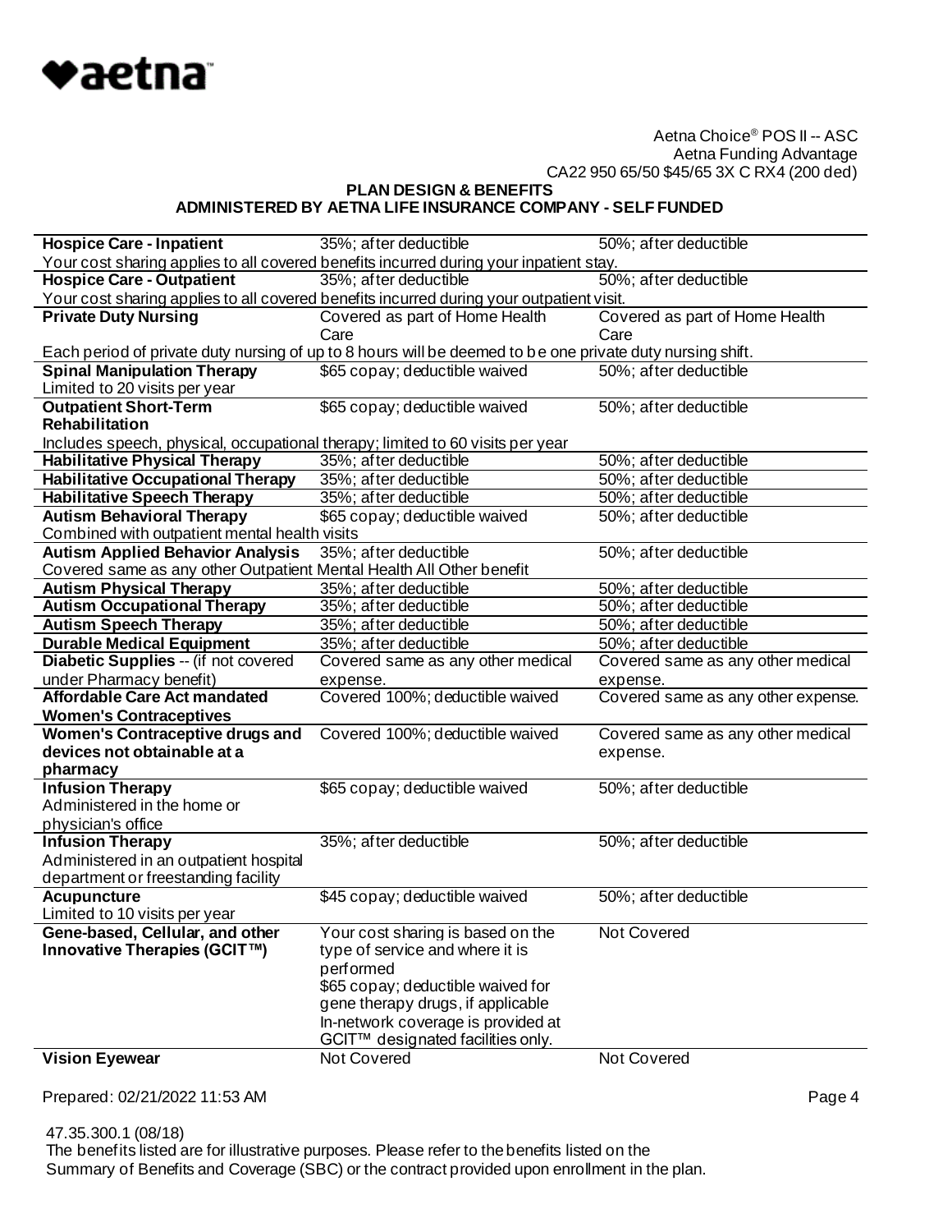Aetna Choice® POS II -- ASC
Aetna Funding Advantage
CA22 950 65/50 $45/65 3X C RX4 (200 ded)

**PLAN DESIGN & BENEFITS**
**ADMINISTERED BY AETNA LIFE INSURANCE COMPANY - SELF FUNDED**

| | | |
|---|---|---|
| **Hospice Care - Inpatient** | 35%; after deductible | 50%; after deductible |
| Your cost sharing applies to all covered benefits incurred during your inpatient stay. | | |
| **Hospice Care - Outpatient** | 35%; after deductible | 50%; after deductible |
| Your cost sharing applies to all covered benefits incurred during your outpatient visit. | | |
| **Private Duty Nursing** | Covered as part of Home Health Care | Covered as part of Home Health Care |
| Each period of private duty nursing of up to 8 hours will be deemed to be one private duty nursing shift. | | |
| **Spinal Manipulation Therapy** Limited to 20 visits per year | $65 copay; deductible waived | 50%; after deductible |
| **Outpatient Short-Term Rehabilitation** | $65 copay; deductible waived | 50%; after deductible |
| Includes speech, physical, occupational therapy; limited to 60 visits per year | | |
| **Habilitative Physical Therapy** | 35%; after deductible | 50%; after deductible |
| **Habilitative Occupational Therapy** | 35%; after deductible | 50%; after deductible |
| **Habilitative Speech Therapy** | 35%; after deductible | 50%; after deductible |
| **Autism Behavioral Therapy** | $65 copay; deductible waived | 50%; after deductible |
| Combined with outpatient mental health visits | | |
| **Autism Applied Behavior Analysis** | 35%; after deductible | 50%; after deductible |
| Covered same as any other Outpatient Mental Health All Other benefit | | |
| **Autism Physical Therapy** | 35%; after deductible | 50%; after deductible |
| **Autism Occupational Therapy** | 35%; after deductible | 50%; after deductible |
| **Autism Speech Therapy** | 35%; after deductible | 50%; after deductible |
| **Durable Medical Equipment** | 35%; after deductible | 50%; after deductible |
| **Diabetic Supplies** -- (if not covered under Pharmacy benefit) | Covered same as any other medical expense. | Covered same as any other medical expense. |
| **Affordable Care Act mandated Women's Contraceptives** | Covered 100%; deductible waived | Covered same as any other expense. |
| **Women's Contraceptive drugs and devices not obtainable at a pharmacy** | Covered 100%; deductible waived | Covered same as any other medical expense. |
| **Infusion Therapy** Administered in the home or physician's office | $65 copay; deductible waived | 50%; after deductible |
| **Infusion Therapy** Administered in an outpatient hospital department or freestanding facility | 35%; after deductible | 50%; after deductible |
| **Acupuncture** Limited to 10 visits per year | $45 copay; deductible waived | 50%; after deductible |
| **Gene-based, Cellular, and other Innovative Therapies (GCIT™)** | Your cost sharing is based on the type of service and where it is performed $65 copay; deductible waived for gene therapy drugs, if applicable In-network coverage is provided at GCIT™ designated facilities only. | Not Covered |
| **Vision Eyewear** | Not Covered | Not Covered |

Prepared: 02/21/2022 11:53 AM

47.35.300.1 (08/18)
The benefits listed are for illustrative purposes. Please refer to the benefits listed on the Summary of Benefits and Coverage (SBC) or the contract provided upon enrollment in the plan.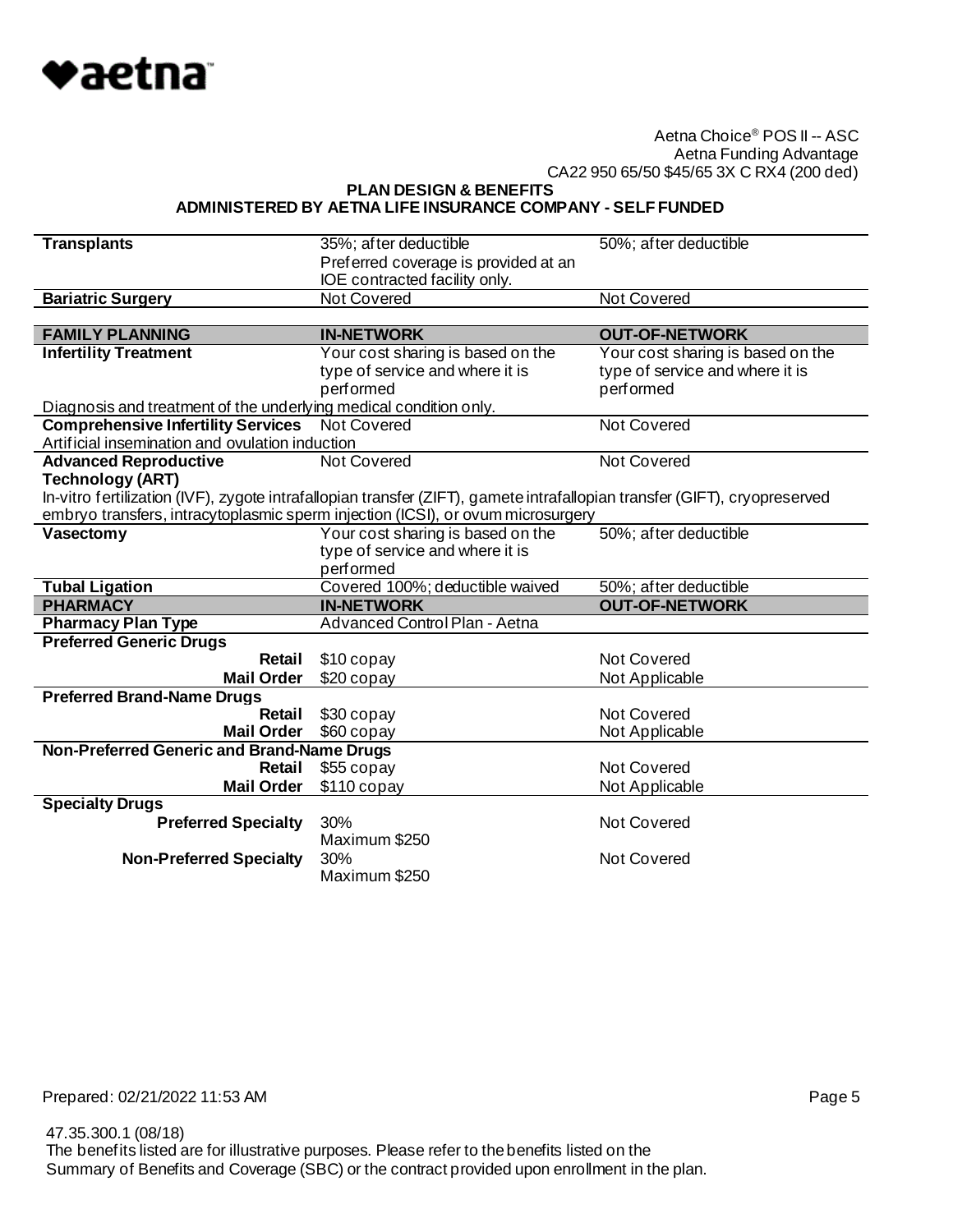Aetna Choice® POS II -- ASC
Aetna Funding Advantage
CA22 950 65/50 $45/65 3X C RX4 (200 ded)

**PLAN DESIGN & BENEFITS**
**ADMINISTERED BY AETNA LIFE INSURANCE COMPANY - SELF FUNDED**

| | | |
|---|---|---|
| **Transplants** | 35%; after deductible<br>Preferred coverage is provided at an IOE contracted facility only. | 50%; after deductible |
| **Bariatric Surgery** | Not Covered | Not Covered |

| **FAMILY PLANNING** | **IN-NETWORK** | **OUT-OF-NETWORK** |
|---|---|---|
| **Infertility Treatment** | Your cost sharing is based on the type of service and where it is performed | Your cost sharing is based on the type of service and where it is performed |
| Diagnosis and treatment of the underlying medical condition only. | | |
| **Comprehensive Infertility Services** | Not Covered | Not Covered |
| Artificial insemination and ovulation induction | | |
| **Advanced Reproductive Technology (ART)** | Not Covered | Not Covered |
| In-vitro fertilization (IVF), zygote intrafallopian transfer (ZIFT), gamete intrafallopian transfer (GIFT), cryopreserved embryo transfers, intracytoplasmic sperm injection (ICSI), or ovum microsurgery | | |
| **Vasectomy** | Your cost sharing is based on the type of service and where it is performed | 50%; after deductible |
| **Tubal Ligation** | Covered 100%; deductible waived | 50%; after deductible |

| **PHARMACY** | **IN-NETWORK** | **OUT-OF-NETWORK** |
|---|---|---|
| **Pharmacy Plan Type** | Advanced Control Plan - Aetna | |
| **Preferred Generic Drugs** | | |
| **Retail** | $10 copay | Not Covered |
| **Mail Order** | $20 copay | Not Applicable |
| **Preferred Brand-Name Drugs** | | |
| **Retail** | $30 copay | Not Covered |
| **Mail Order** | $60 copay | Not Applicable |
| **Non-Preferred Generic and Brand-Name Drugs** | | |
| **Retail** | $55 copay | Not Covered |
| **Mail Order** | $110 copay | Not Applicable |
| **Specialty Drugs** | | |
| **Preferred Specialty** | 30%<br>Maximum $250 | Not Covered |
| **Non-Preferred Specialty** | 30%<br>Maximum $250 | Not Covered |

Prepared: 02/21/2022 11:53 AM

47.35.300.1 (08/18)
The benefits listed are for illustrative purposes. Please refer to the benefits listed on the Summary of Benefits and Coverage (SBC) or the contract provided upon enrollment in the plan.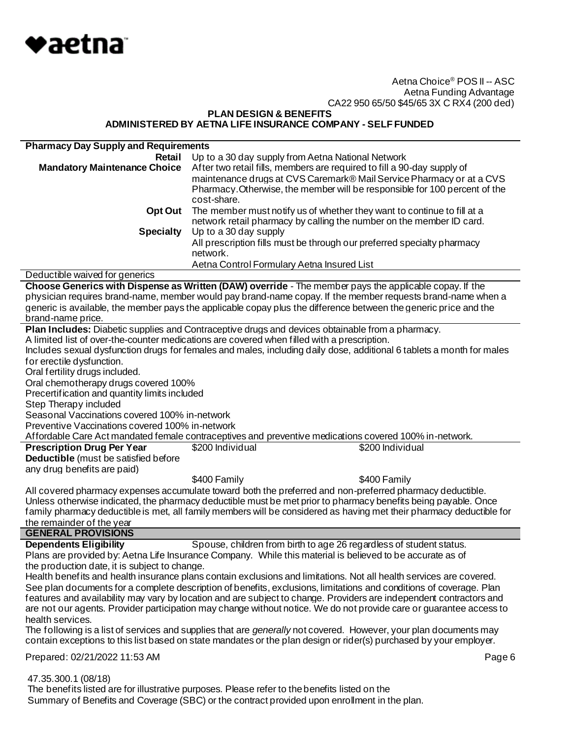Aetna Choice® POS II -- ASC
Aetna Funding Advantage
CA22 950 65/50 $45/65 3X C RX4 (200 ded)

**PLAN DESIGN & BENEFITS**
**ADMINISTERED BY AETNA LIFE INSURANCE COMPANY - SELF FUNDED**

**Pharmacy Day Supply and Requirements**

| | |
|---|---|
| **Retail** | Up to a 30 day supply from Aetna National Network |
| **Mandatory Maintenance Choice** | After two retail fills, members are required to fill a 90-day supply of maintenance drugs at CVS Caremark® Mail Service Pharmacy or at a CVS Pharmacy.Otherwise, the member will be responsible for 100 percent of the cost-share. |
| **Opt Out** | The member must notify us of whether they want to continue to fill at a network retail pharmacy by calling the number on the member ID card. |
| **Specialty** | Up to a 30 day supply<br>All prescription fills must be through our preferred specialty pharmacy network.<br>Aetna Control Formulary Aetna Insured List |

Deductible waived for generics

**Choose Generics with Dispense as Written (DAW) override** - The member pays the applicable copay. If the physician requires brand-name, member would pay brand-name copay. If the member requests brand-name when a generic is available, the member pays the applicable copay plus the difference between the generic price and the brand-name price.

**Plan Includes:** Diabetic supplies and Contraceptive drugs and devices obtainable from a pharmacy.
A limited list of over-the-counter medications are covered when filled with a prescription.
Includes sexual dysfunction drugs for females and males, including daily dose, additional 6 tablets a month for males for erectile dysfunction.
Oral fertility drugs included.
Oral chemotherapy drugs covered 100%
Precertification and quantity limits included
Step Therapy included
Seasonal Vaccinations covered 100% in-network
Preventive Vaccinations covered 100% in-network
Affordable Care Act mandated female contraceptives and preventive medications covered 100% in-network.

| | | |
|---|---|---|
| **Prescription Drug Per Year Deductible** (must be satisfied before any drug benefits are paid) | $200 Individual | $200 Individual |
| | $400 Family | $400 Family |

All covered pharmacy expenses accumulate toward both the preferred and non-preferred pharmacy deductible. Unless otherwise indicated, the pharmacy deductible must be met prior to pharmacy benefits being payable. Once family pharmacy deductible is met, all family members will be considered as having met their pharmacy deductible for the remainder of the year

## GENERAL PROVISIONS

**Dependents Eligibility** Spouse, children from birth to age 26 regardless of student status.

Plans are provided by: Aetna Life Insurance Company. While this material is believed to be accurate as of the production date, it is subject to change.

Health benefits and health insurance plans contain exclusions and limitations. Not all health services are covered. See plan documents for a complete description of benefits, exclusions, limitations and conditions of coverage. Plan features and availability may vary by location and are subject to change. Providers are independent contractors and are not our agents. Provider participation may change without notice. We do not provide care or guarantee access to health services.

The following is a list of services and supplies that are *generally* not covered. However, your plan documents may contain exceptions to this list based on state mandates or the plan design or rider(s) purchased by your employer.

Prepared: 02/21/2022 11:53 AM

47.35.300.1 (08/18)
The benefits listed are for illustrative purposes. Please refer to the benefits listed on the Summary of Benefits and Coverage (SBC) or the contract provided upon enrollment in the plan.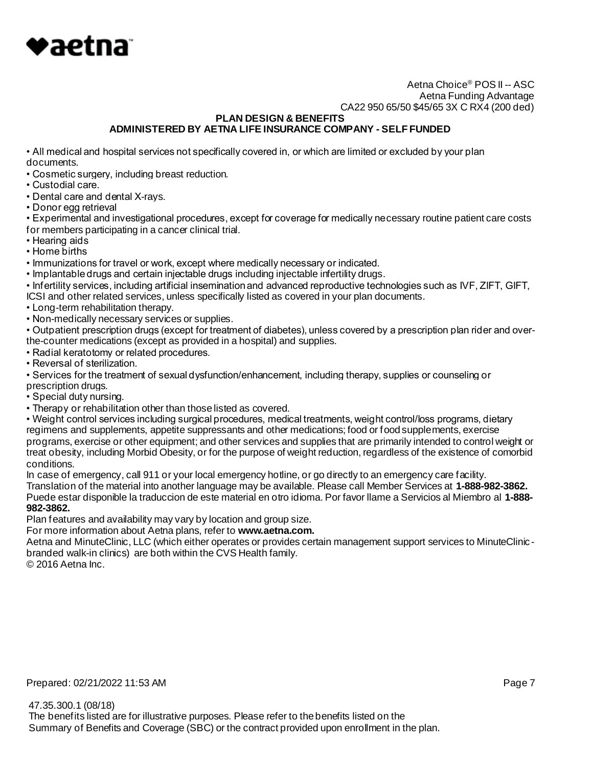Aetna Choice® POS II -- ASC
Aetna Funding Advantage
CA22 950 65/50 $45/65 3X C RX4 (200 ded)

**PLAN DESIGN & BENEFITS**
**ADMINISTERED BY AETNA LIFE INSURANCE COMPANY - SELF FUNDED**

- All medical and hospital services not specifically covered in, or which are limited or excluded by your plan documents.
- Cosmetic surgery, including breast reduction.
- Custodial care.
- Dental care and dental X-rays.
- Donor egg retrieval
- Experimental and investigational procedures, except for coverage for medically necessary routine patient care costs for members participating in a cancer clinical trial.
- Hearing aids
- Home births
- Immunizations for travel or work, except where medically necessary or indicated.
- Implantable drugs and certain injectable drugs including injectable infertility drugs.
- Infertility services, including artificial insemination and advanced reproductive technologies such as IVF, ZIFT, GIFT, ICSI and other related services, unless specifically listed as covered in your plan documents.
- Long-term rehabilitation therapy.
- Non-medically necessary services or supplies.
- Outpatient prescription drugs (except for treatment of diabetes), unless covered by a prescription plan rider and over-the-counter medications (except as provided in a hospital) and supplies.
- Radial keratotomy or related procedures.
- Reversal of sterilization.
- Services for the treatment of sexual dysfunction/enhancement, including therapy, supplies or counseling or prescription drugs.
- Special duty nursing.
- Therapy or rehabilitation other than those listed as covered.
- Weight control services including surgical procedures, medical treatments, weight control/loss programs, dietary regimens and supplements, appetite suppressants and other medications; food or food supplements, exercise programs, exercise or other equipment; and other services and supplies that are primarily intended to control weight or treat obesity, including Morbid Obesity, or for the purpose of weight reduction, regardless of the existence of comorbid conditions.

In case of emergency, call 911 or your local emergency hotline, or go directly to an emergency care facility.
Translation of the material into another language may be available. Please call Member Services at **1-888-982-3862.**
Puede estar disponible la traduccion de este material en otro idioma. Por favor llame a Servicios al Miembro al **1-888-982-3862.**
Plan features and availability may vary by location and group size.
For more information about Aetna plans, refer to **www.aetna.com.**
Aetna and MinuteClinic, LLC (which either operates or provides certain management support services to MinuteClinic-branded walk-in clinics) are both within the CVS Health family.
© 2016 Aetna Inc.

Prepared: 02/21/2022 11:53 AM

47.35.300.1 (08/18)
The benefits listed are for illustrative purposes. Please refer to the benefits listed on the Summary of Benefits and Coverage (SBC) or the contract provided upon enrollment in the plan.